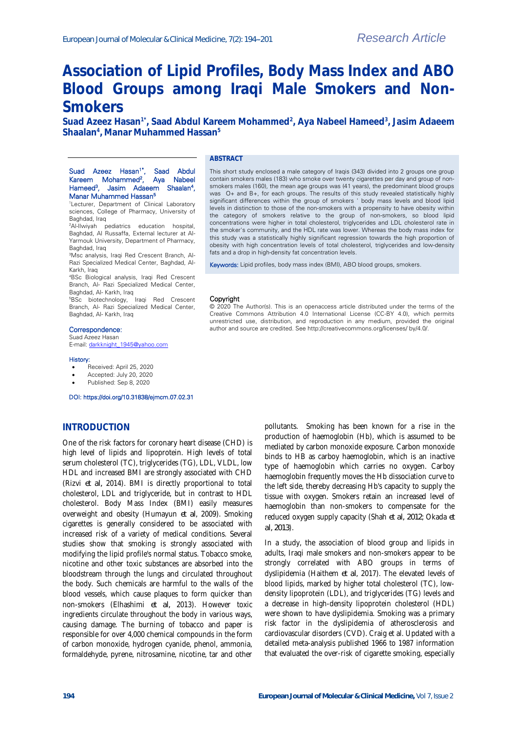# Association of Lipid Profiles, Body Mass Index and ABO Blood Groups among Iraqi Male Smokers and Non-Smokers

**Suad Azeez Hasan[1*], Saad Abdul Kareem Mohammed[2], Aya Nabeel Hameed[3], Jasim Adaeem Shaalan[4], Manar Muhammed Hassan[5]**

Suad Azeez Hasan[1*], Saad Abdul Kareem Mohammed[2], Aya Nabeel Hameed[3], Jasim Adaeem Shaalan[4], Manar Muhammed Hassan[5]

[1]Lecturer, Department of Clinical Laboratory sciences, College of Pharmacy, University of Baghdad, Iraq

[2]Al-Ilwiyah pediatrics education hospital, Baghdad, Al Russaffa, External lecturer at Al-Yarmouk University, Department of Pharmacy, Baghdad, Iraq

[3]Msc analysis, Iraqi Red Crescent Branch, Al-Razi Specialized Medical Center, Baghdad, Al-Karkh, Iraq

[4]BSc Biological analysis, Iraqi Red Crescent Branch, Al- Razi Specialized Medical Center, Baghdad, Al- Karkh, Iraq

[5]BSc biotechnology, Iraqi Red Crescent Branch, Al- Razi Specialized Medical Center, Baghdad, Al- Karkh, Iraq

**Correspondence:**
Suad Azeez Hasan
E-mail: darkknight_1945@yahoo.com

**History:**
- Received: April 25, 2020
- Accepted: July 20, 2020
- Published: Sep 8, 2020

DOI: https://doi.org/10.31838/ejmcm.07.02.31

## ABSTRACT

This short study enclosed a male category of Iraqis (343) divided into 2 groups one group contain smokers males (183) who smoke over twenty cigarettes per day and group of non-smokers males (160), the mean age groups was (41 years), the predominant blood groups was O+ and B+, for each groups. The results of this study revealed statistically highly significant differences within the group of smokers ' body mass levels and blood lipid levels in distinction to those of the non-smokers with a propensity to have obesity within the category of smokers relative to the group of non-smokers, so blood lipid concentrations were higher in total cholesterol, triglycerides and LDL cholesterol rate in the smoker's community, and the HDL rate was lower. Whereas the body mass index for this study was a statistically highly significant regression towards the high proportion of obesity with high concentration levels of total cholesterol, triglycerides and low-density fats and a drop in high-density fat concentration levels.

**Keywords:** Lipid profiles, body mass index (BMI), ABO blood groups, smokers.

**Copyright**
© 2020 The Author(s). This is an openaccess article distributed under the terms of the Creative Commons Attribution 4.0 International License (CC-BY 4.0), which permits unrestricted use, distribution, and reproduction in any medium, provided the original author and source are credited. See http://creativecommons.org/licenses/ by/4.0/.

## INTRODUCTION

One of the risk factors for coronary heart disease (CHD) is high level of lipids and lipoprotein. High levels of total serum cholesterol (TC), triglycerides (TG), LDL, VLDL, low HDL and increased BMI are strongly associated with CHD (Rizvi *et al*, 2014). BMI is directly proportional to total cholesterol, LDL and triglyceride, but in contrast to HDL cholesterol. Body Mass Index (BMI) easily measures overweight and obesity (Humayun *et al*, 2009). Smoking cigarettes is generally considered to be associated with increased risk of a variety of medical conditions. Several studies show that smoking is strongly associated with modifying the lipid profile's normal status. Tobacco smoke, nicotine and other toxic substances are absorbed into the bloodstream through the lungs and circulated throughout the body. Such chemicals are harmful to the walls of the blood vessels, which cause plaques to form quicker than non-smokers (Elhashimi *et al*, 2013). However toxic ingredients circulate throughout the body in various ways, causing damage. The burning of tobacco and paper is responsible for over 4,000 chemical compounds in the form of carbon monoxide, hydrogen cyanide, phenol, ammonia, formaldehyde, pyrene, nitrosamine, nicotine, tar and other pollutants. Smoking has been known for a rise in the production of haemoglobin (Hb), which is assumed to be mediated by carbon monoxide exposure. Carbon monoxide binds to HB as carboy haemoglobin, which is an inactive type of haemoglobin which carries no oxygen. Carboy haemoglobin frequently moves the Hb dissociation curve to the left side, thereby decreasing Hb's capacity to supply the tissue with oxygen. Smokers retain an increased level of haemoglobin than non-smokers to compensate for the reduced oxygen supply capacity (Shah *et al*, 2012; Okada *et al*, 2013).

In a study, the association of blood group and lipids in adults, Iraqi male smokers and non-smokers appear to be strongly correlated with ABO groups in terms of dyslipidemia (Haithem *et al*, 2017). The elevated levels of blood lipids, marked by higher total cholesterol (TC), low-density lipoprotein (LDL), and triglycerides (TG) levels and a decrease in high-density lipoprotein cholesterol (HDL) were shown to have dyslipidemia. Smoking was a primary risk factor in the dyslipidemia of atherosclerosis and cardiovascular disorders (CVD). Craig et al. Updated with a detailed meta-analysis published 1966 to 1987 information that evaluated the over-risk of cigarette smoking, especially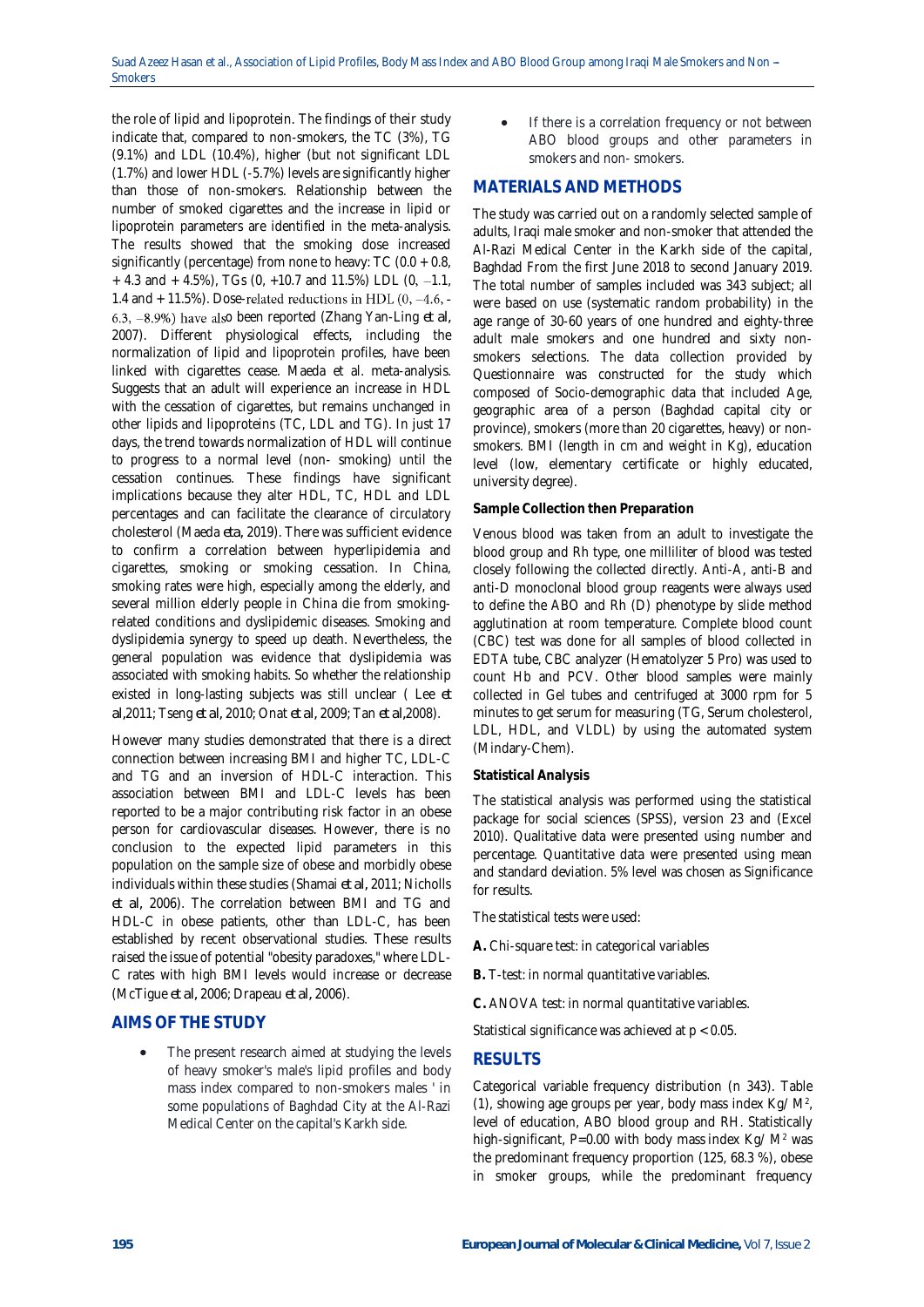the role of lipid and lipoprotein. The findings of their study indicate that, compared to non-smokers, the TC (3%), TG (9.1%) and LDL (10.4%), higher (but not significant LDL (1.7%) and lower HDL (-5.7%) levels are significantly higher than those of non-smokers. Relationship between the number of smoked cigarettes and the increase in lipid or lipoprotein parameters are identified in the meta-analysis. The results showed that the smoking dose increased significantly (percentage) from none to heavy: TC (0.0 + 0.8, + 4.3 and + 4.5%), TGs (0, +10.7 and 11.5%) LDL (0, −1.1, 1.4 and + 11.5%). Dose-related reductions in HDL (0, −4.6, -6.3, −8.9%) have also been reported (Zhang Yan-Ling *et al*, 2007). Different physiological effects, including the normalization of lipid and lipoprotein profiles, have been linked with cigarettes cease. Maeda et al. meta-analysis. Suggests that an adult will experience an increase in HDL with the cessation of cigarettes, but remains unchanged in other lipids and lipoproteins (TC, LDL and TG). In just 17 days, the trend towards normalization of HDL will continue to progress to a normal level (non- smoking) until the cessation continues. These findings have significant implications because they alter HDL, TC, HDL and LDL percentages and can facilitate the clearance of circulatory cholesterol (Maeda *eta*, 2019). There was sufficient evidence to confirm a correlation between hyperlipidemia and cigarettes, smoking or smoking cessation. In China, smoking rates were high, especially among the elderly, and several million elderly people in China die from smoking-related conditions and dyslipidemic diseases. Smoking and dyslipidemia synergy to speed up death. Nevertheless, the general population was evidence that dyslipidemia was associated with smoking habits. So whether the relationship existed in long-lasting subjects was still unclear ( Lee *et al*,2011; Tseng *et al*, 2010; Onat *et al*, 2009; Tan *et al*,2008).

However many studies demonstrated that there is a direct connection between increasing BMI and higher TC, LDL-C and TG and an inversion of HDL-C interaction. This association between BMI and LDL-C levels has been reported to be a major contributing risk factor in an obese person for cardiovascular diseases. However, there is no conclusion to the expected lipid parameters in this population on the sample size of obese and morbidly obese individuals within these studies (Shamai *et al*, 2011; Nicholls *et al*, 2006). The correlation between BMI and TG and HDL-C in obese patients, other than LDL-C, has been established by recent observational studies. These results raised the issue of potential "obesity paradoxes," where LDL-C rates with high BMI levels would increase or decrease (McTigue *et al*, 2006; Drapeau *et al*, 2006).

## AIMS OF THE STUDY

- The present research aimed at studying the levels of heavy smoker's male's lipid profiles and body mass index compared to non-smokers males ' in some populations of Baghdad City at the Al-Razi Medical Center on the capital's Karkh side.
- If there is a correlation frequency or not between ABO blood groups and other parameters in smokers and non- smokers.

## MATERIALS AND METHODS

The study was carried out on a randomly selected sample of adults, Iraqi male smoker and non-smoker that attended the Al-Razi Medical Center in the Karkh side of the capital, Baghdad From the first June 2018 to second January 2019. The total number of samples included was 343 subject; all were based on use (systematic random probability) in the age range of 30-60 years of one hundred and eighty-three adult male smokers and one hundred and sixty non-smokers selections. The data collection provided by Questionnaire was constructed for the study which composed of Socio-demographic data that included Age, geographic area of a person (Baghdad capital city or province), smokers (more than 20 cigarettes, heavy) or non-smokers. BMI (length in cm and weight in Kg), education level (low, elementary certificate or highly educated, university degree).

### Sample Collection then Preparation

Venous blood was taken from an adult to investigate the blood group and Rh type, one milliliter of blood was tested closely following the collected directly. Anti-A, anti-B and anti-D monoclonal blood group reagents were always used to define the ABO and Rh (D) phenotype by slide method agglutination at room temperature. Complete blood count (CBC) test was done for all samples of blood collected in EDTA tube, CBC analyzer (Hematolyzer 5 Pro) was used to count Hb and PCV. Other blood samples were mainly collected in Gel tubes and centrifuged at 3000 rpm for 5 minutes to get serum for measuring (TG, Serum cholesterol, LDL, HDL, and VLDL) by using the automated system (Mindary-Chem).

### Statistical Analysis

The statistical analysis was performed using the statistical package for social sciences (SPSS), version 23 and (Excel 2010). Qualitative data were presented using number and percentage. Quantitative data were presented using mean and standard deviation. 5% level was chosen as Significance for results.

The statistical tests were used:

**A.** Chi-square test: in categorical variables

**B.** T-test: in normal quantitative variables.

**C.** ANOVA test: in normal quantitative variables.

Statistical significance was achieved at $p < 0.05$.

## RESULTS

Categorical variable frequency distribution (n 343). Table (1), showing age groups per year, body mass index Kg/ $M^2$, level of education, ABO blood group and RH. Statistically high-significant, P=0.00 with body mass index Kg/ $M^2$ was the predominant frequency proportion (125, 68.3 %), obese in smoker groups, while the predominant frequency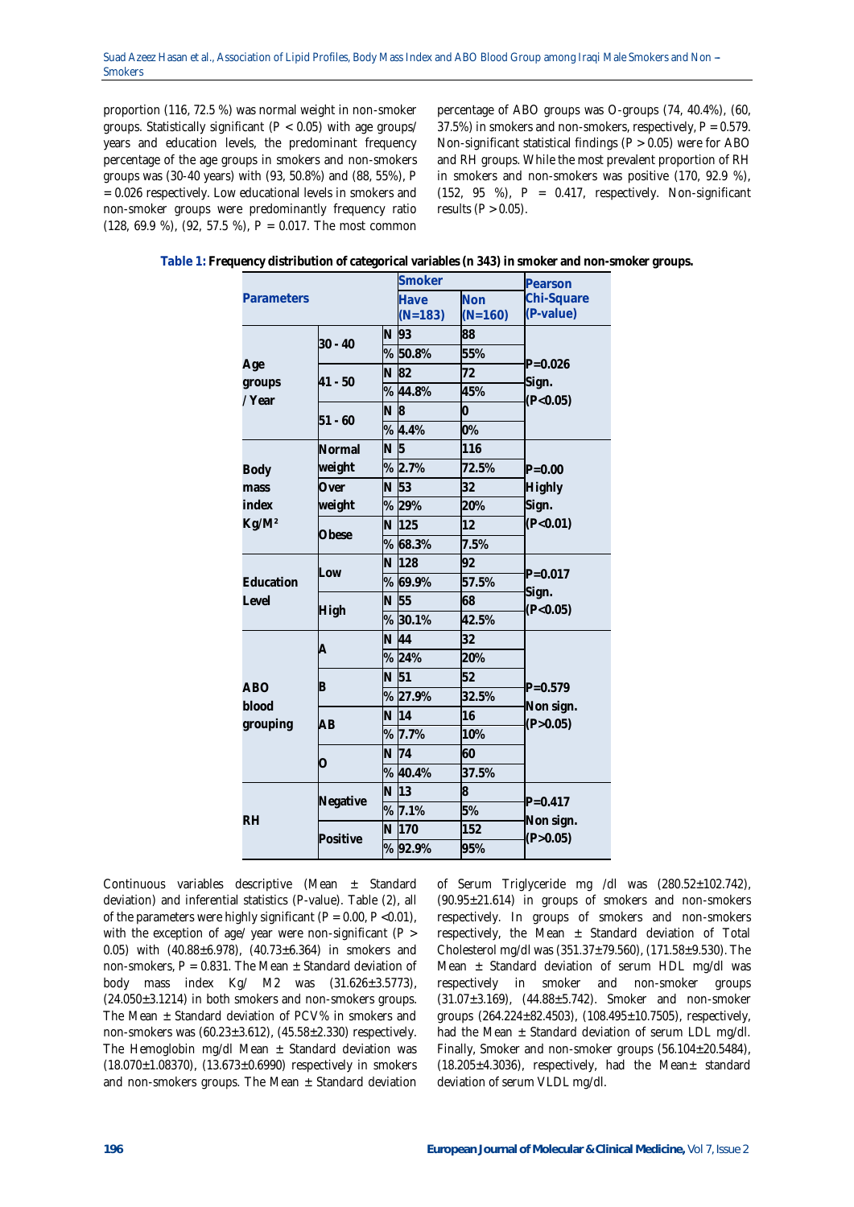proportion (116, 72.5 %) was normal weight in non-smoker groups. Statistically significant ($P < 0.05$) with age groups/ years and education levels, the predominant frequency percentage of the age groups in smokers and non-smokers groups was (30-40 years) with (93, 50.8%) and (88, 55%), P = 0.026 respectively. Low educational levels in smokers and non-smoker groups were predominantly frequency ratio (128, 69.9 %), (92, 57.5 %), P = 0.017. The most common percentage of ABO groups was O-groups (74, 40.4%), (60, 37.5%) in smokers and non-smokers, respectively, P = 0.579. Non-significant statistical findings ($P > 0.05$) were for ABO and RH groups. While the most prevalent proportion of RH in smokers and non-smokers was positive (170, 92.9 %), (152, 95 %), P = 0.417, respectively. Non-significant results ($P > 0.05$).

**Table 1:** Frequency distribution of categorical variables (n 343) in smoker and non-smoker groups.

| Parameters | | | Smoker: Have (N=183) | Smoker: Non (N=160) | Pearson Chi-Square (P-value) |
|---|---|---|---|---|---|
| Age groups / Year | 30 - 40 | N | 93 | 88 | P=0.026 Sign. (P<0.05) |
| | | % | 50.8% | 55% | |
| | 41 - 50 | N | 82 | 72 | |
| | | % | 44.8% | 45% | |
| | 51 - 60 | N | 8 | 0 | |
| | | % | 4.4% | 0% | |
| Body mass index Kg/M² | Normal weight | N | 5 | 116 | P=0.00 Highly Sign. (P<0.01) |
| | | % | 2.7% | 72.5% | |
| | Over weight | N | 53 | 32 | |
| | | % | 29% | 20% | |
| | Obese | N | 125 | 12 | |
| | | % | 68.3% | 7.5% | |
| Education Level | Low | N | 128 | 92 | P=0.017 Sign. (P<0.05) |
| | | % | 69.9% | 57.5% | |
| | High | N | 55 | 68 | |
| | | % | 30.1% | 42.5% | |
| ABO blood grouping | A | N | 44 | 32 | P=0.579 Non sign. (P>0.05) |
| | | % | 24% | 20% | |
| | B | N | 51 | 52 | |
| | | % | 27.9% | 32.5% | |
| | AB | N | 14 | 16 | |
| | | % | 7.7% | 10% | |
| | O | N | 74 | 60 | |
| | | % | 40.4% | 37.5% | |
| RH | Negative | N | 13 | 8 | P=0.417 Non sign. (P>0.05) |
| | | % | 7.1% | 5% | |
| | Positive | N | 170 | 152 | |
| | | % | 92.9% | 95% | |

Continuous variables descriptive (Mean ± Standard deviation) and inferential statistics (P-value). Table (2), all of the parameters were highly significant ($P = 0.00$, $P < 0.01$), with the exception of age/ year were non-significant ($P > 0.05$) with (40.88±6.978), (40.73±6.364) in smokers and non-smokers, P = 0.831. The Mean ± Standard deviation of body mass index Kg/ M2 was (31.626±3.5773), (24.050±3.1214) in both smokers and non-smokers groups. The Mean ± Standard deviation of PCV% in smokers and non-smokers was (60.23±3.612), (45.58±2.330) respectively. The Hemoglobin mg/dl Mean ± Standard deviation was (18.070±1.08370), (13.673±0.6990) respectively in smokers and non-smokers groups. The Mean ± Standard deviation of Serum Triglyceride mg /dl was (280.52±102.742), (90.95±21.614) in groups of smokers and non-smokers respectively. In groups of smokers and non-smokers respectively, the Mean ± Standard deviation of Total Cholesterol mg/dl was (351.37±79.560), (171.58±9.530). The Mean ± Standard deviation of serum HDL mg/dl was respectively in smoker and non-smoker groups (31.07±3.169), (44.88±5.742). Smoker and non-smoker groups (264.224±82.4503), (108.495±10.7505), respectively, had the Mean ± Standard deviation of serum LDL mg/dl. Finally, Smoker and non-smoker groups (56.104±20.5484), (18.205±4.3036), respectively, had the Mean± standard deviation of serum VLDL mg/dl.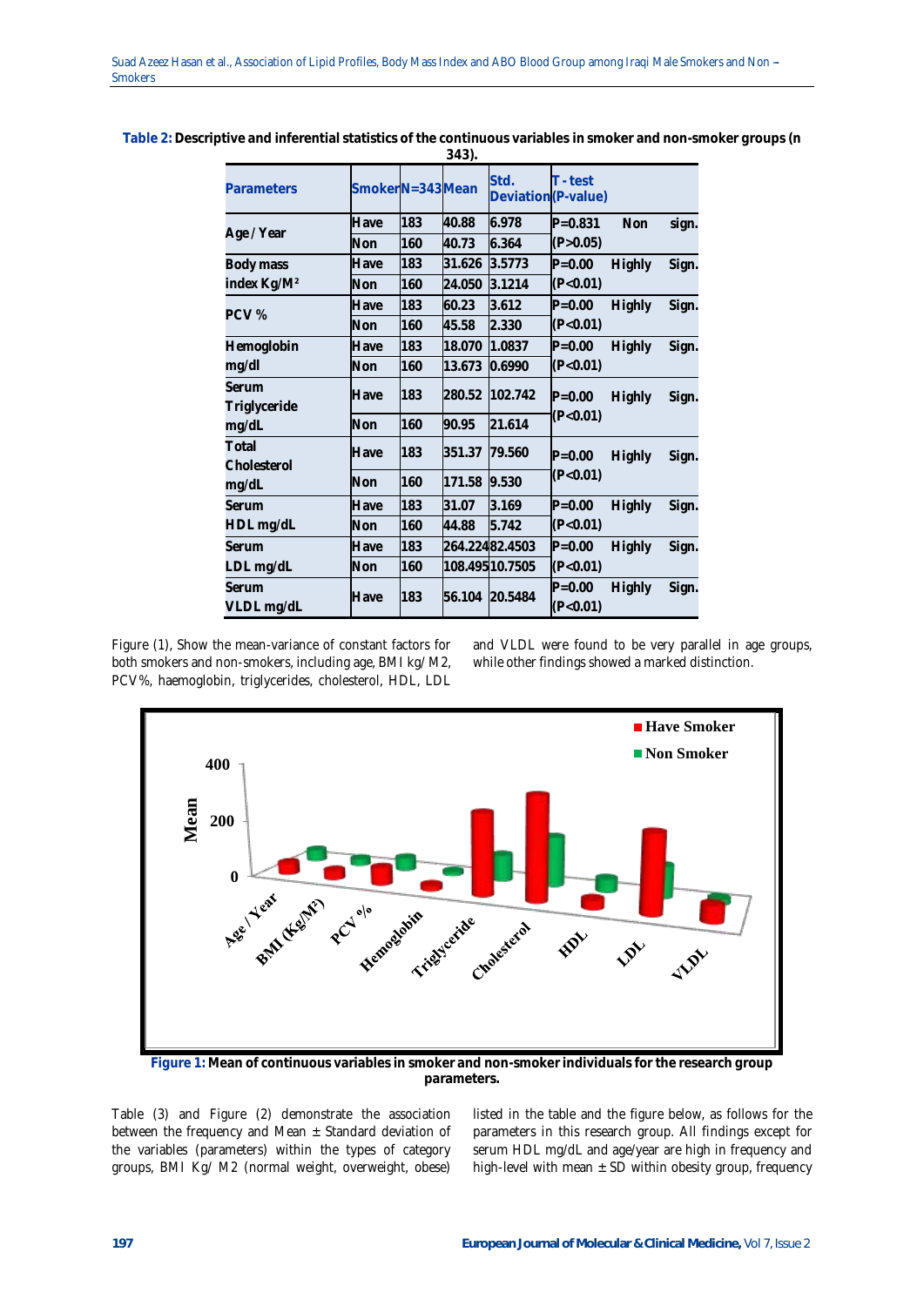**Table 2:** Descriptive and inferential statistics of the continuous variables in smoker and non-smoker groups (n 343).

| Parameters | Smoker | N=343 | Mean | Std. Deviation | T - test (P-value) |
|---|---|---|---|---|---|
| Age / Year | Have | 183 | 40.88 | 6.978 | P=0.831 Non sign. |
| | Non | 160 | 40.73 | 6.364 | (P>0.05) |
| Body mass index Kg/M² | Have | 183 | 31.626 | 3.5773 | P=0.00 Highly Sign. |
| | Non | 160 | 24.050 | 3.1214 | (P<0.01) |
| PCV % | Have | 183 | 60.23 | 3.612 | P=0.00 Highly Sign. |
| | Non | 160 | 45.58 | 2.330 | (P<0.01) |
| Hemoglobin mg/dl | Have | 183 | 18.070 | 1.0837 | P=0.00 Highly Sign. |
| | Non | 160 | 13.673 | 0.6990 | (P<0.01) |
| Serum Triglyceride mg/dL | Have | 183 | 280.52 | 102.742 | P=0.00 Highly Sign. (P<0.01) |
| | Non | 160 | 90.95 | 21.614 | |
| Total Cholesterol mg/dL | Have | 183 | 351.37 | 79.560 | P=0.00 Highly Sign. (P<0.01) |
| | Non | 160 | 171.58 | 9.530 | |
| Serum HDL mg/dL | Have | 183 | 31.07 | 3.169 | P=0.00 Highly Sign. |
| | Non | 160 | 44.88 | 5.742 | (P<0.01) |
| Serum LDL mg/dL | Have | 183 | 264.224 | 82.4503 | P=0.00 Highly Sign. |
| | Non | 160 | 108.495 | 10.7505 | (P<0.01) |
| Serum VLDL mg/dL | Have | 183 | 56.104 | 20.5484 | P=0.00 Highly Sign. (P<0.01) |

Figure (1), Show the mean-variance of constant factors for both smokers and non-smokers, including age, BMI kg/ M2, PCV%, haemoglobin, triglycerides, cholesterol, HDL, LDL and VLDL were found to be very parallel in age groups, while other findings showed a marked distinction.

**Figure 1:** Mean of continuous variables in smoker and non-smoker individuals for the research group parameters.

Table (3) and Figure (2) demonstrate the association between the frequency and Mean ± Standard deviation of the variables (parameters) within the types of category groups, BMI Kg/ M2 (normal weight, overweight, obese) listed in the table and the figure below, as follows for the parameters in this research group. All findings except for serum HDL mg/dL and age/year are high in frequency and high-level with mean ± SD within obesity group, frequency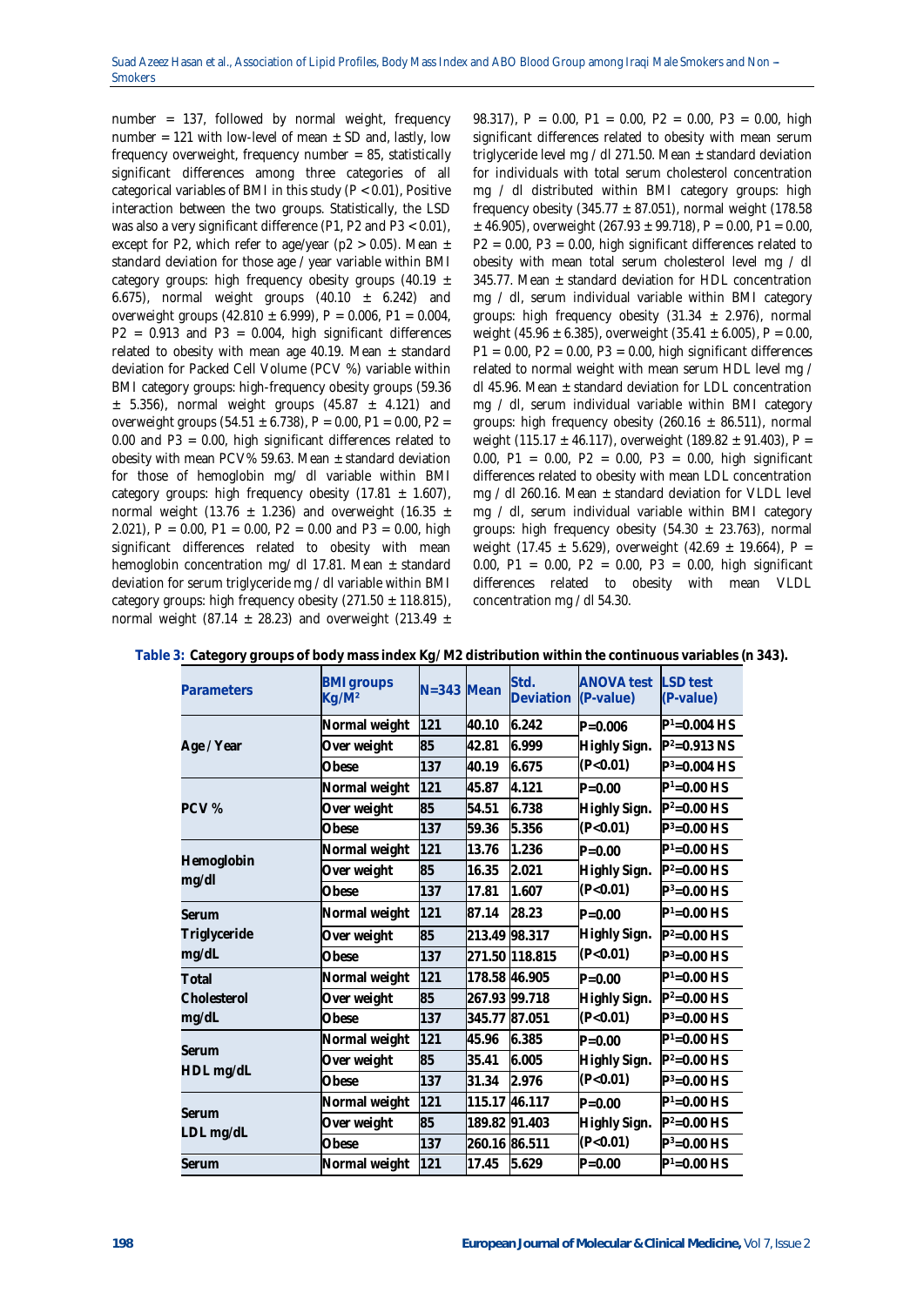number = 137, followed by normal weight, frequency number = 121 with low-level of mean ± SD and, lastly, low frequency overweight, frequency number = 85, statistically significant differences among three categories of all categorical variables of BMI in this study (P < 0.01), Positive interaction between the two groups. Statistically, the LSD was also a very significant difference (P1, P2 and P3 < 0.01), except for P2, which refer to age/year (p2 > 0.05). Mean ± standard deviation for those age / year variable within BMI category groups: high frequency obesity groups (40.19 ± 6.675), normal weight groups (40.10 ± 6.242) and overweight groups (42.810 ± 6.999), P = 0.006, P1 = 0.004, P2 = 0.913 and P3 = 0.004, high significant differences related to obesity with mean age 40.19. Mean ± standard deviation for Packed Cell Volume (PCV %) variable within BMI category groups: high-frequency obesity groups (59.36 ± 5.356), normal weight groups (45.87 ± 4.121) and overweight groups (54.51 ± 6.738), P = 0.00, P1 = 0.00, P2 = 0.00 and P3 = 0.00, high significant differences related to obesity with mean PCV% 59.63. Mean ± standard deviation for those of hemoglobin mg/ dl variable within BMI category groups: high frequency obesity (17.81 ± 1.607), normal weight (13.76 ± 1.236) and overweight (16.35 ± 2.021), P = 0.00, P1 = 0.00, P2 = 0.00 and P3 = 0.00, high significant differences related to obesity with mean hemoglobin concentration mg/ dl 17.81. Mean ± standard deviation for serum triglyceride mg / dl variable within BMI category groups: high frequency obesity (271.50 ± 118.815), normal weight (87.14 ± 28.23) and overweight (213.49 ± 98.317), P = 0.00, P1 = 0.00, P2 = 0.00, P3 = 0.00, high significant differences related to obesity with mean serum triglyceride level mg / dl 271.50. Mean ± standard deviation for individuals with total serum cholesterol concentration mg / dl distributed within BMI category groups: high frequency obesity (345.77 ± 87.051), normal weight (178.58 ± 46.905), overweight (267.93 ± 99.718), P = 0.00, P1 = 0.00, P2 = 0.00, P3 = 0.00, high significant differences related to obesity with mean total serum cholesterol level mg / dl 345.77. Mean ± standard deviation for HDL concentration mg / dl, serum individual variable within BMI category groups: high frequency obesity (31.34 ± 2.976), normal weight (45.96 ± 6.385), overweight (35.41 ± 6.005), P = 0.00, P1 = 0.00, P2 = 0.00, P3 = 0.00, high significant differences related to normal weight with mean serum HDL level mg / dl 45.96. Mean ± standard deviation for LDL concentration mg / dl, serum individual variable within BMI category groups: high frequency obesity (260.16 ± 86.511), normal weight (115.17 ± 46.117), overweight (189.82 ± 91.403), P = 0.00, P1 = 0.00, P2 = 0.00, P3 = 0.00, high significant differences related to obesity with mean LDL concentration mg / dl 260.16. Mean ± standard deviation for VLDL level mg / dl, serum individual variable within BMI category groups: high frequency obesity (54.30 ± 23.763), normal weight (17.45 ± 5.629), overweight (42.69 ± 19.664), P = 0.00, P1 = 0.00, P2 = 0.00, P3 = 0.00, high significant differences related to obesity with mean VLDL concentration mg / dl 54.30.

**Table 3: Category groups of body mass index Kg/ M2 distribution within the continuous variables (n 343).**

| Parameters | BMI groups Kg/M² | N=343 | Mean | Std. Deviation | ANOVA test (P-value) | LSD test (P-value) |
|---|---|---|---|---|---|---|
| Age / Year | Normal weight | 121 | 40.10 | 6.242 | P=0.006 | P¹=0.004 HS |
| | Over weight | 85 | 42.81 | 6.999 | Highly Sign. | P²=0.913 NS |
| | Obese | 137 | 40.19 | 6.675 | (P<0.01) | P³=0.004 HS |
| PCV % | Normal weight | 121 | 45.87 | 4.121 | P=0.00 | P¹=0.00 HS |
| | Over weight | 85 | 54.51 | 6.738 | Highly Sign. | P²=0.00 HS |
| | Obese | 137 | 59.36 | 5.356 | (P<0.01) | P³=0.00 HS |
| Hemoglobin mg/dl | Normal weight | 121 | 13.76 | 1.236 | P=0.00 | P¹=0.00 HS |
| | Over weight | 85 | 16.35 | 2.021 | Highly Sign. | P²=0.00 HS |
| | Obese | 137 | 17.81 | 1.607 | (P<0.01) | P³=0.00 HS |
| Serum Triglyceride mg/dL | Normal weight | 121 | 87.14 | 28.23 | P=0.00 | P¹=0.00 HS |
| | Over weight | 85 | 213.49 | 98.317 | Highly Sign. | P²=0.00 HS |
| | Obese | 137 | 271.50 | 118.815 | (P<0.01) | P³=0.00 HS |
| Total Cholesterol mg/dL | Normal weight | 121 | 178.58 | 46.905 | P=0.00 | P¹=0.00 HS |
| | Over weight | 85 | 267.93 | 99.718 | Highly Sign. | P²=0.00 HS |
| | Obese | 137 | 345.77 | 87.051 | (P<0.01) | P³=0.00 HS |
| Serum HDL mg/dL | Normal weight | 121 | 45.96 | 6.385 | P=0.00 | P¹=0.00 HS |
| | Over weight | 85 | 35.41 | 6.005 | Highly Sign. | P²=0.00 HS |
| | Obese | 137 | 31.34 | 2.976 | (P<0.01) | P³=0.00 HS |
| Serum LDL mg/dL | Normal weight | 121 | 115.17 | 46.117 | P=0.00 | P¹=0.00 HS |
| | Over weight | 85 | 189.82 | 91.403 | Highly Sign. | P²=0.00 HS |
| | Obese | 137 | 260.16 | 86.511 | (P<0.01) | P³=0.00 HS |
| Serum | Normal weight | 121 | 17.45 | 5.629 | P=0.00 | P¹=0.00 HS |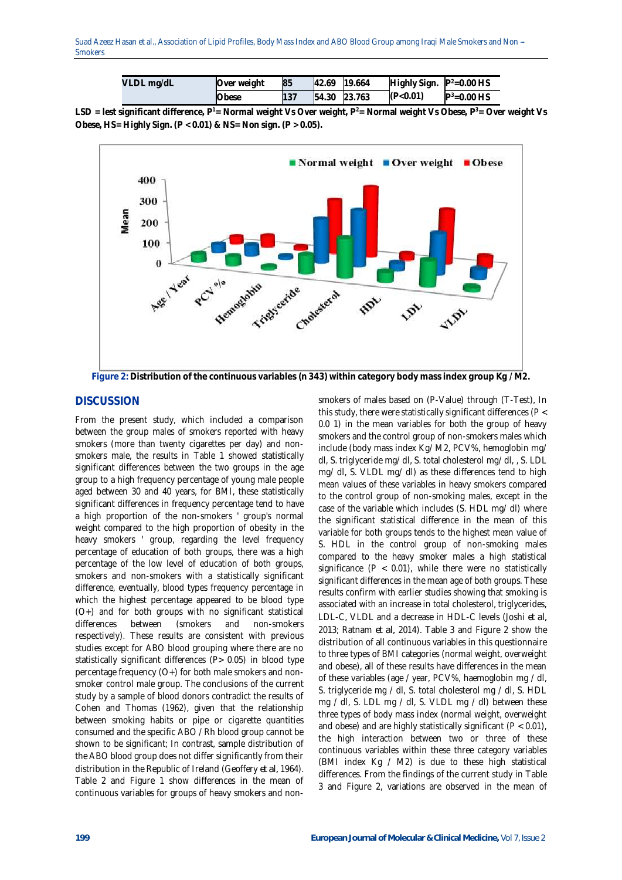| VLDL mg/dL | Over weight | 85 | 42.69 | 19.664 | Highly Sign. (P<0.01) | $P^2$=0.00 HS |
|---|---|---|---|---|---|---|
| | Obese | 137 | 54.30 | 23.763 | | $P^3$=0.00 HS |

**LSD = lest significant difference, $P^1$= Normal weight Vs Over weight, $P^2$= Normal weight Vs Obese, $P^3$= Over weight Vs Obese, HS= Highly Sign. (P < 0.01) & NS= Non sign. (P > 0.05).**

**Figure 2: Distribution of the continuous variables (n 343) within category body mass index group Kg / M2.**

## DISCUSSION

From the present study, which included a comparison between the group males of smokers reported with heavy smokers (more than twenty cigarettes per day) and non-smokers male, the results in Table 1 showed statistically significant differences between the two groups in the age group to a high frequency percentage of young male people aged between 30 and 40 years, for BMI, these statistically significant differences in frequency percentage tend to have a high proportion of the non-smokers ' group's normal weight compared to the high proportion of obesity in the heavy smokers ' group, regarding the level frequency percentage of education of both groups, there was a high percentage of the low level of education of both groups, smokers and non-smokers with a statistically significant difference, eventually, blood types frequency percentage in which the highest percentage appeared to be blood type (O+) and for both groups with no significant statistical differences between (smokers and non-smokers respectively). These results are consistent with previous studies except for ABO blood grouping where there are no statistically significant differences (P> 0.05) in blood type percentage frequency (O+) for both male smokers and non-smoker control male group. The conclusions of the current study by a sample of blood donors contradict the results of Cohen and Thomas (1962), given that the relationship between smoking habits or pipe or cigarette quantities consumed and the specific ABO / Rh blood group cannot be shown to be significant; In contrast, sample distribution of the ABO blood group does not differ significantly from their distribution in the Republic of Ireland (Geoffery *et al*, 1964). Table 2 and Figure 1 show differences in the mean of continuous variables for groups of heavy smokers and non-smokers of males based on (P-Value) through (T-Test), In this study, there were statistically significant differences (P < 0.0 1) in the mean variables for both the group of heavy smokers and the control group of non-smokers males which include (body mass index Kg/ M2, PCV%, hemoglobin mg/ dl, S. triglyceride mg/ dl, S. total cholesterol mg/ dl, , S. LDL mg/ dl, S. VLDL mg/ dl) as these differences tend to high mean values of these variables in heavy smokers compared to the control group of non-smoking males, except in the case of the variable which includes (S. HDL mg/ dl) where the significant statistical difference in the mean of this variable for both groups tends to the highest mean value of S. HDL in the control group of non-smoking males compared to the heavy smoker males a high statistical significance (P < 0.01), while there were no statistically significant differences in the mean age of both groups. These results confirm with earlier studies showing that smoking is associated with an increase in total cholesterol, triglycerides, LDL-C, VLDL and a decrease in HDL-C levels (Joshi *et al*, 2013; Ratnam *et al*, 2014). Table 3 and Figure 2 show the distribution of all continuous variables in this questionnaire to three types of BMI categories (normal weight, overweight and obese), all of these results have differences in the mean of these variables (age / year, PCV%, haemoglobin mg / dl, S. triglyceride mg / dl, S. total cholesterol mg / dl, S. HDL mg / dl, S. LDL mg / dl, S. VLDL mg / dl) between these three types of body mass index (normal weight, overweight and obese) and are highly statistically significant (P < 0.01), the high interaction between two or three of these continuous variables within these three category variables (BMI index Kg / M2) is due to these high statistical differences. From the findings of the current study in Table 3 and Figure 2, variations are observed in the mean of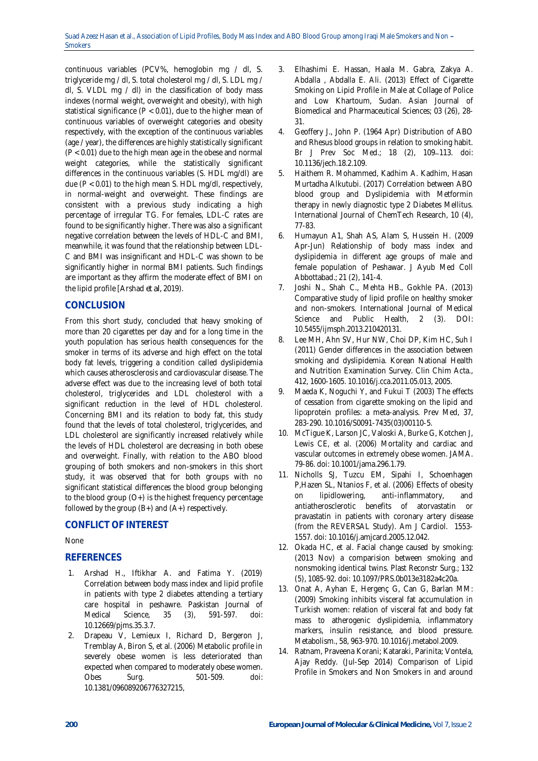continuous variables (PCV%, hemoglobin mg / dl, S. triglyceride mg / dl, S. total cholesterol mg / dl, S. LDL mg / dl, S. VLDL mg / dl) in the classification of body mass indexes (normal weight, overweight and obesity), with high statistical significance ($P < 0.01$), due to the higher mean of continuous variables of overweight categories and obesity respectively, with the exception of the continuous variables (age / year), the differences are highly statistically significant ($P < 0.01$) due to the high mean age in the obese and normal weight categories, while the statistically significant differences in the continuous variables (S. HDL mg/dl) are due ($P < 0.01$) to the high mean S. HDL mg/dl, respectively, in normal-weight and overweight. These findings are consistent with a previous study indicating a high percentage of irregular TG. For females, LDL-C rates are found to be significantly higher. There was also a significant negative correlation between the levels of HDL-C and BMI, meanwhile, it was found that the relationship between LDL-C and BMI was insignificant and HDL-C was shown to be significantly higher in normal BMI patients. Such findings are important as they affirm the moderate effect of BMI on the lipid profile [Arshad *et al*, 2019).

## CONCLUSION

From this short study, concluded that heavy smoking of more than 20 cigarettes per day and for a long time in the youth population has serious health consequences for the smoker in terms of its adverse and high effect on the total body fat levels, triggering a condition called dyslipidemia which causes atherosclerosis and cardiovascular disease. The adverse effect was due to the increasing level of both total cholesterol, triglycerides and LDL cholesterol with a significant reduction in the level of HDL cholesterol. Concerning BMI and its relation to body fat, this study found that the levels of total cholesterol, triglycerides, and LDL cholesterol are significantly increased relatively while the levels of HDL cholesterol are decreasing in both obese and overweight. Finally, with relation to the ABO blood grouping of both smokers and non-smokers in this short study, it was observed that for both groups with no significant statistical differences the blood group belonging to the blood group (O+) is the highest frequency percentage followed by the group (B+) and (A+) respectively.

## CONFLICT OF INTEREST

None

## REFERENCES

1. Arshad H., Iftikhar A. and Fatima Y. (2019) Correlation between body mass index and lipid profile in patients with type 2 diabetes attending a tertiary care hospital in peshawre. Paskistan Journal of Medical Science, 35 (3), 591-597. doi: 10.12669/pjms.35.3.7.
2. Drapeau V, Lemieux I, Richard D, Bergeron J, Tremblay A, Biron S, et al. (2006) Metabolic profile in severely obese women is less deteriorated than expected when compared to moderately obese women. Obes Surg. 501-509. doi: 10.1381/096089206776327215,
3. Elhashimi E. Hassan, Haala M. Gabra, Zakya A. Abdalla , Abdalla E. Ali. (2013) Effect of Cigarette Smoking on Lipid Profile in Male at Collage of Police and Low Khartoum, Sudan. Asian Journal of Biomedical and Pharmaceutical Sciences; 03 (26), 28-31.
4. Geoffery J., John P. (1964 Apr) Distribution of ABO and Rhesus blood groups in relation to smoking habit. Br J Prev Soc Med.; 18 (2), 109–113. doi: 10.1136/jech.18.2.109.
5. Haithem R. Mohammed, Kadhim A. Kadhim, Hasan Murtadha Alkutubi. (2017) Correlation between ABO blood group and Dyslipidemia with Metformin therapy in newly diagnostic type 2 Diabetes Mellitus. International Journal of ChemTech Research, 10 (4), 77-83.
6. Humayun A1, Shah AS, Alam S, Hussein H. (2009 Apr-Jun) Relationship of body mass index and dyslipidemia in different age groups of male and female population of Peshawar. J Ayub Med Coll Abbottabad.; 21 (2), 141-4.
7. Joshi N., Shah C., Mehta HB., Gokhle PA. (2013) Comparative study of lipid profile on healthy smoker and non-smokers. International Journal of Medical Science and Public Health, 2 (3). DOI: 10.5455/ijmsph.2013.210420131.
8. Lee MH, Ahn SV, Hur NW, Choi DP, Kim HC, Suh I (2011) Gender differences in the association between smoking and dyslipidemia. Korean National Health and Nutrition Examination Survey. Clin Chim Acta., 412, 1600-1605. 10.1016/j.cca.2011.05.013, 2005.
9. Maeda K, Noguchi Y, and Fukui T (2003) The effects of cessation from cigarette smoking on the lipid and lipoprotein profiles: a meta-analysis. Prev Med, 37, 283-290. 10.1016/S0091-7435(03)00110-5.
10. McTigue K, Larson JC, Valoski A, Burke G, Kotchen J, Lewis CE, et al. (2006) Mortality and cardiac and vascular outcomes in extremely obese women. JAMA. 79-86. doi: 10.1001/jama.296.1.79.
11. Nicholls SJ, Tuzcu EM, Sipahi I, Schoenhagen P,Hazen SL, Ntanios F, et al. (2006) Effects of obesity on lipidlowering, anti-inflammatory, and antiatherosclerotic benefits of atorvastatin or pravastatin in patients with coronary artery disease (from the REVERSAL Study). Am J Cardiol. 1553-1557. doi: 10.1016/j.amjcard.2005.12.042.
12. Okada HC, et al. Facial change caused by smoking: (2013 Nov) a comparision between smoking and nonsmoking identical twins. Plast Reconstr Surg.; 132 (5), 1085-92. doi: 10.1097/PRS.0b013e3182a4c20a.
13. Onat A, Ayhan E, Hergenç G, Can G, Barlan MM: (2009) Smoking inhibits visceral fat accumulation in Turkish women: relation of visceral fat and body fat mass to atherogenic dyslipidemia, inflammatory markers, insulin resistance, and blood pressure. Metabolism., 58, 963-970. 10.1016/j.metabol.2009.
14. Ratnam, Praveena Korani; Kataraki, Parinita; Vontela, Ajay Reddy. (Jul-Sep 2014) Comparison of Lipid Profile in Smokers and Non Smokers in and around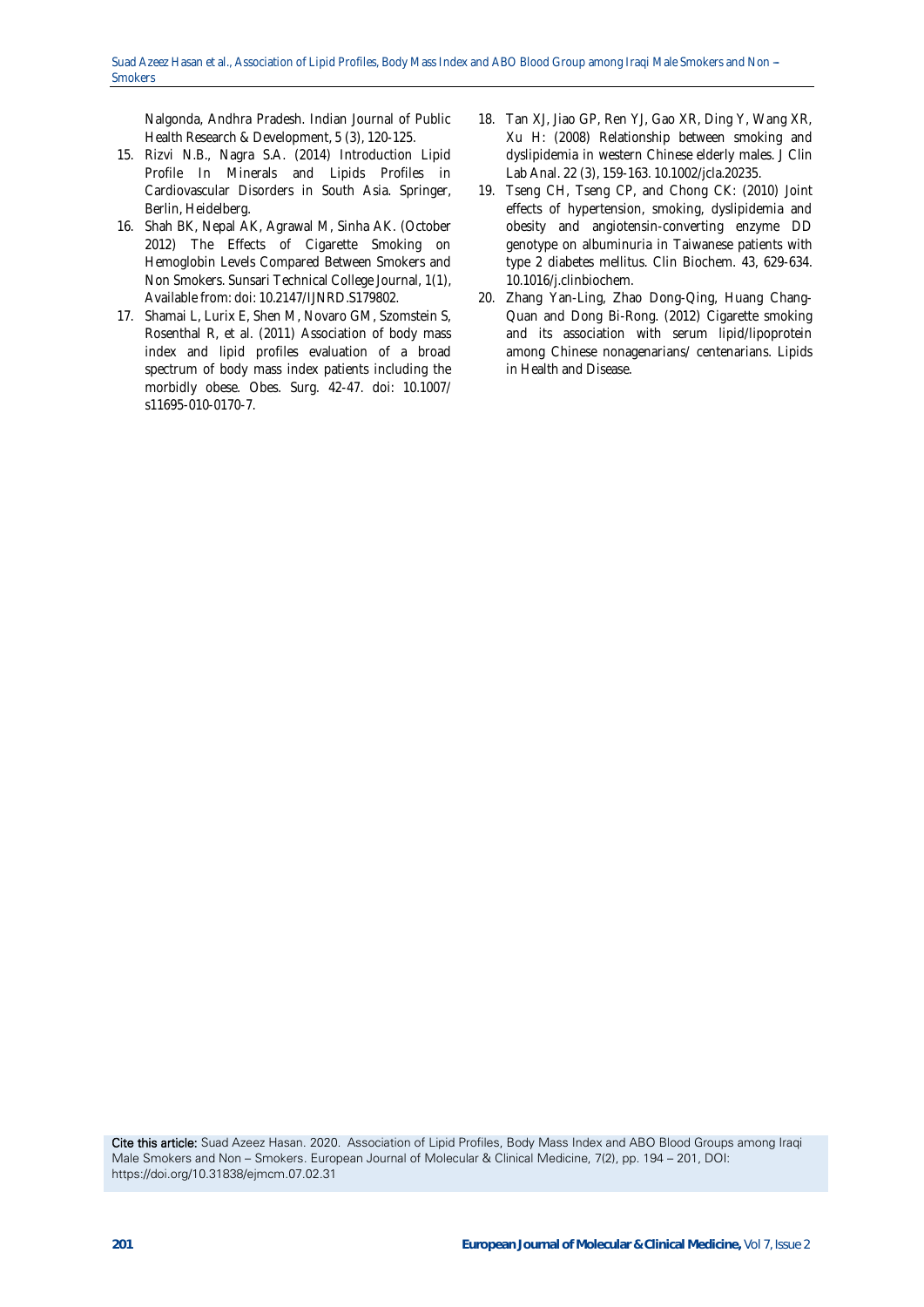Nalgonda, Andhra Pradesh. Indian Journal of Public Health Research & Development, 5 (3), 120-125.

15. Rizvi N.B., Nagra S.A. (2014) Introduction Lipid Profile In Minerals and Lipids Profiles in Cardiovascular Disorders in South Asia. Springer, Berlin, Heidelberg.
16. Shah BK, Nepal AK, Agrawal M, Sinha AK. (October 2012) The Effects of Cigarette Smoking on Hemoglobin Levels Compared Between Smokers and Non Smokers. Sunsari Technical College Journal, 1(1), Available from: doi: 10.2147/IJNRD.S179802.
17. Shamai L, Lurix E, Shen M, Novaro GM, Szomstein S, Rosenthal R, et al. (2011) Association of body mass index and lipid profiles evaluation of a broad spectrum of body mass index patients including the morbidly obese. Obes. Surg. 42-47. doi: 10.1007/s11695-010-0170-7.
18. Tan XJ, Jiao GP, Ren YJ, Gao XR, Ding Y, Wang XR, Xu H: (2008) Relationship between smoking and dyslipidemia in western Chinese elderly males. J Clin Lab Anal. 22 (3), 159-163. 10.1002/jcla.20235.
19. Tseng CH, Tseng CP, and Chong CK: (2010) Joint effects of hypertension, smoking, dyslipidemia and obesity and angiotensin-converting enzyme DD genotype on albuminuria in Taiwanese patients with type 2 diabetes mellitus. Clin Biochem. 43, 629-634. 10.1016/j.clinbiochem.
20. Zhang Yan-Ling, Zhao Dong-Qing, Huang Chang-Quan and Dong Bi-Rong. (2012) Cigarette smoking and its association with serum lipid/lipoprotein among Chinese nonagenarians/ centenarians. Lipids in Health and Disease.

**Cite this article:** Suad Azeez Hasan. 2020. Association of Lipid Profiles, Body Mass Index and ABO Blood Groups among Iraqi Male Smokers and Non – Smokers. European Journal of Molecular & Clinical Medicine, 7(2), pp. 194 – 201, DOI: https://doi.org/10.31838/ejmcm.07.02.31